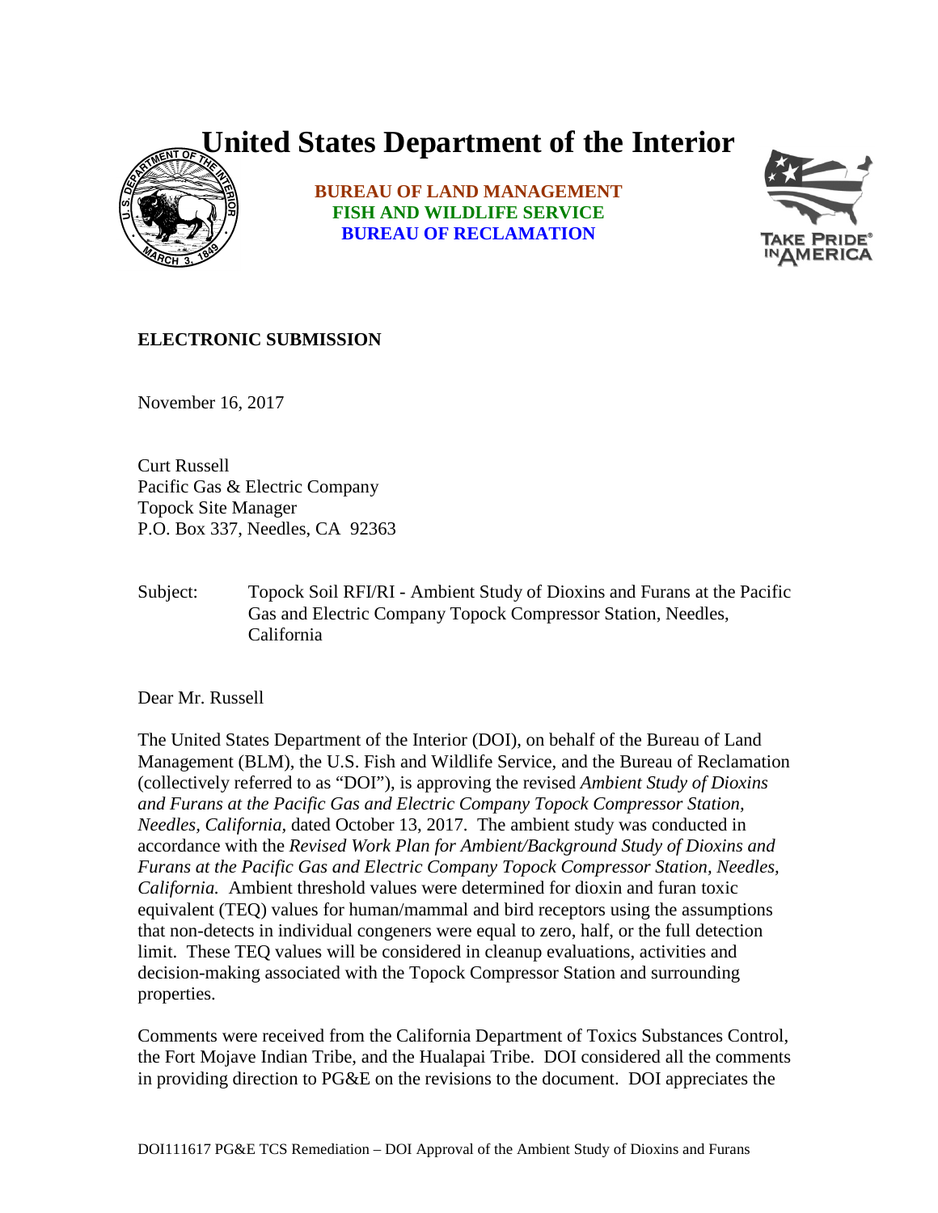# United States Department of the Interior

**BUREAU OF LAND MANAGEMENT**
**FISH AND WILDLIFE SERVICE**
**BUREAU OF RECLAMATION**

**ELECTRONIC SUBMISSION**

November 16, 2017

Curt Russell
Pacific Gas & Electric Company
Topock Site Manager
P.O. Box 337, Needles, CA 92363

Subject: Topock Soil RFI/RI - Ambient Study of Dioxins and Furans at the Pacific Gas and Electric Company Topock Compressor Station, Needles, California

Dear Mr. Russell

The United States Department of the Interior (DOI), on behalf of the Bureau of Land Management (BLM), the U.S. Fish and Wildlife Service, and the Bureau of Reclamation (collectively referred to as "DOI"), is approving the revised *Ambient Study of Dioxins and Furans at the Pacific Gas and Electric Company Topock Compressor Station, Needles, California,* dated October 13, 2017. The ambient study was conducted in accordance with the *Revised Work Plan for Ambient/Background Study of Dioxins and Furans at the Pacific Gas and Electric Company Topock Compressor Station, Needles, California.* Ambient threshold values were determined for dioxin and furan toxic equivalent (TEQ) values for human/mammal and bird receptors using the assumptions that non-detects in individual congeners were equal to zero, half, or the full detection limit. These TEQ values will be considered in cleanup evaluations, activities and decision-making associated with the Topock Compressor Station and surrounding properties.

Comments were received from the California Department of Toxics Substances Control, the Fort Mojave Indian Tribe, and the Hualapai Tribe. DOI considered all the comments in providing direction to PG&E on the revisions to the document. DOI appreciates the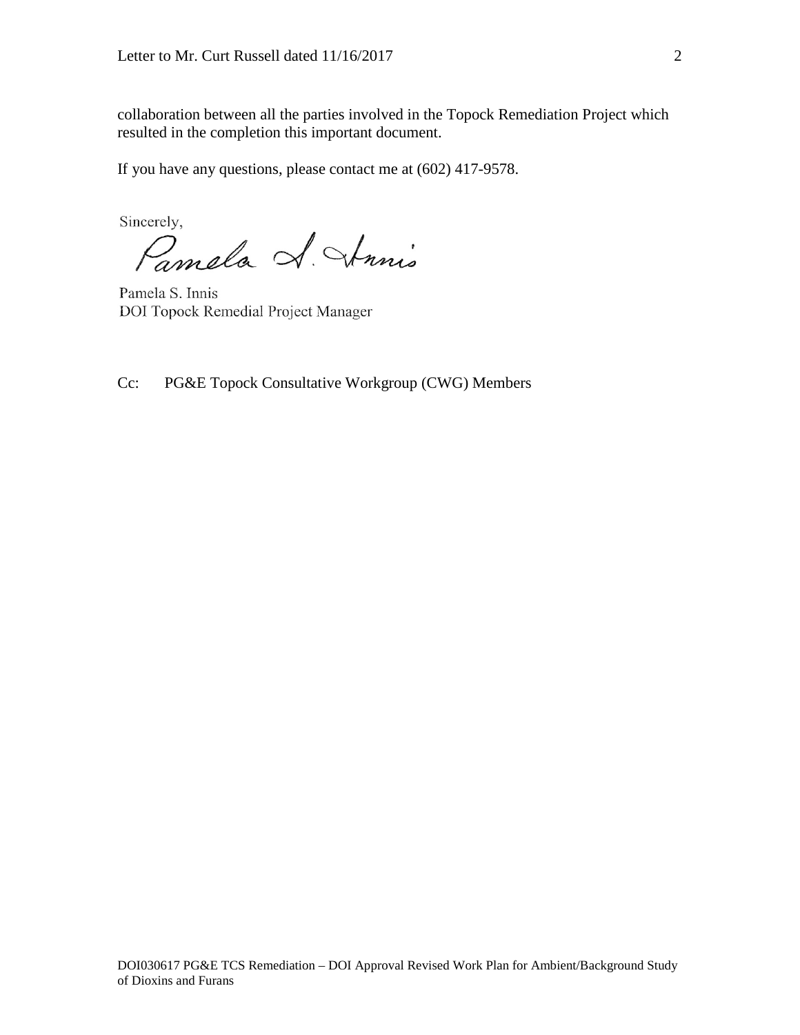collaboration between all the parties involved in the Topock Remediation Project which resulted in the completion this important document.

If you have any questions, please contact me at (602) 417-9578.

Sincerely,

Pamela S. Innis

Pamela S. Innis
DOI Topock Remedial Project Manager

Cc: PG&E Topock Consultative Workgroup (CWG) Members

DOI030617 PG&E TCS Remediation – DOI Approval Revised Work Plan for Ambient/Background Study of Dioxins and Furans